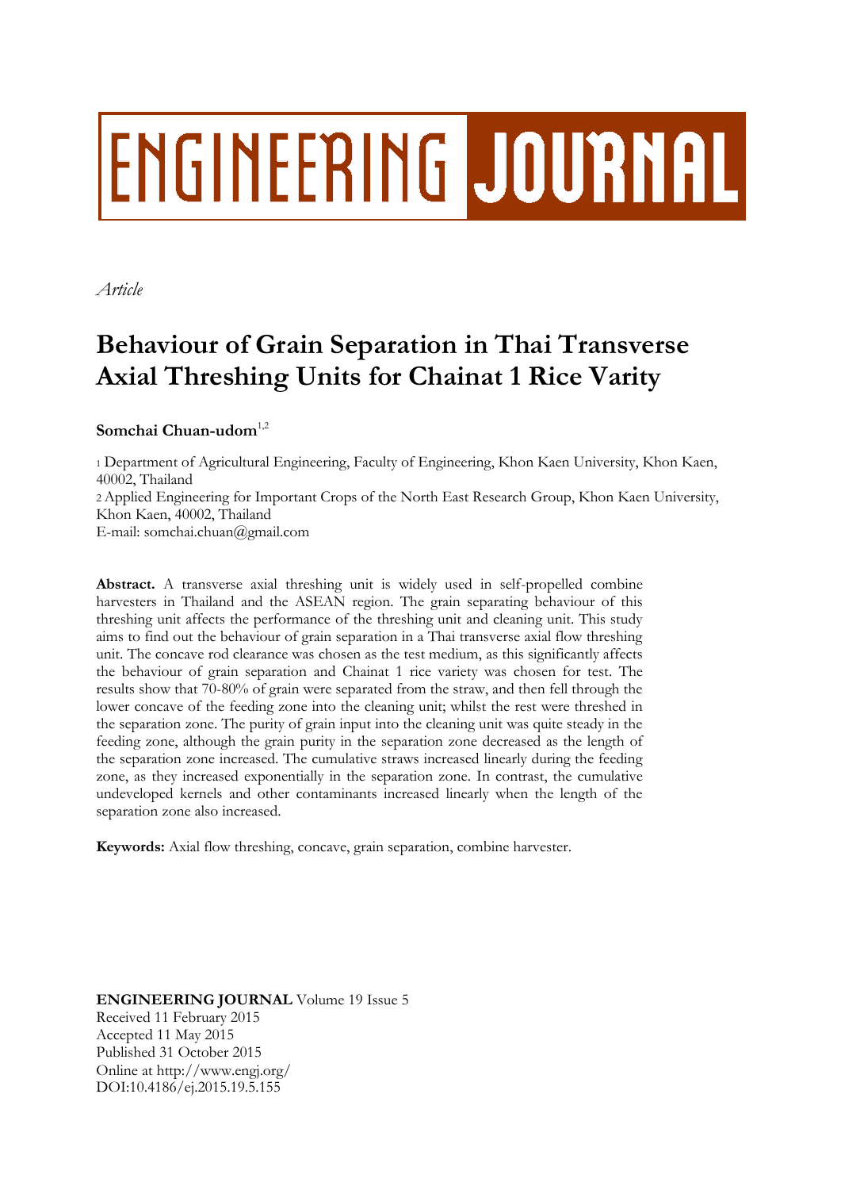# ENGINEERING JOURNAL

*Article*

# Behaviour of Grain Separation in Thai Transverse Axial Threshing Units for Chainat 1 Rice Varity

**Somchai Chuan-udom**[1,2]

[1] Department of Agricultural Engineering, Faculty of Engineering, Khon Kaen University, Khon Kaen, 40002, Thailand

[2] Applied Engineering for Important Crops of the North East Research Group, Khon Kaen University, Khon Kaen, 40002, Thailand

E-mail: somchai.chuan@gmail.com

**Abstract.** A transverse axial threshing unit is widely used in self-propelled combine harvesters in Thailand and the ASEAN region. The grain separating behaviour of this threshing unit affects the performance of the threshing unit and cleaning unit. This study aims to find out the behaviour of grain separation in a Thai transverse axial flow threshing unit. The concave rod clearance was chosen as the test medium, as this significantly affects the behaviour of grain separation and Chainat 1 rice variety was chosen for test. The results show that 70-80% of grain were separated from the straw, and then fell through the lower concave of the feeding zone into the cleaning unit; whilst the rest were threshed in the separation zone. The purity of grain input into the cleaning unit was quite steady in the feeding zone, although the grain purity in the separation zone decreased as the length of the separation zone increased. The cumulative straws increased linearly during the feeding zone, as they increased exponentially in the separation zone. In contrast, the cumulative undeveloped kernels and other contaminants increased linearly when the length of the separation zone also increased.

**Keywords:** Axial flow threshing, concave, grain separation, combine harvester.

**ENGINEERING JOURNAL** Volume 19 Issue 5
Received 11 February 2015
Accepted 11 May 2015
Published 31 October 2015
Online at http://www.engj.org/
DOI:10.4186/ej.2015.19.5.155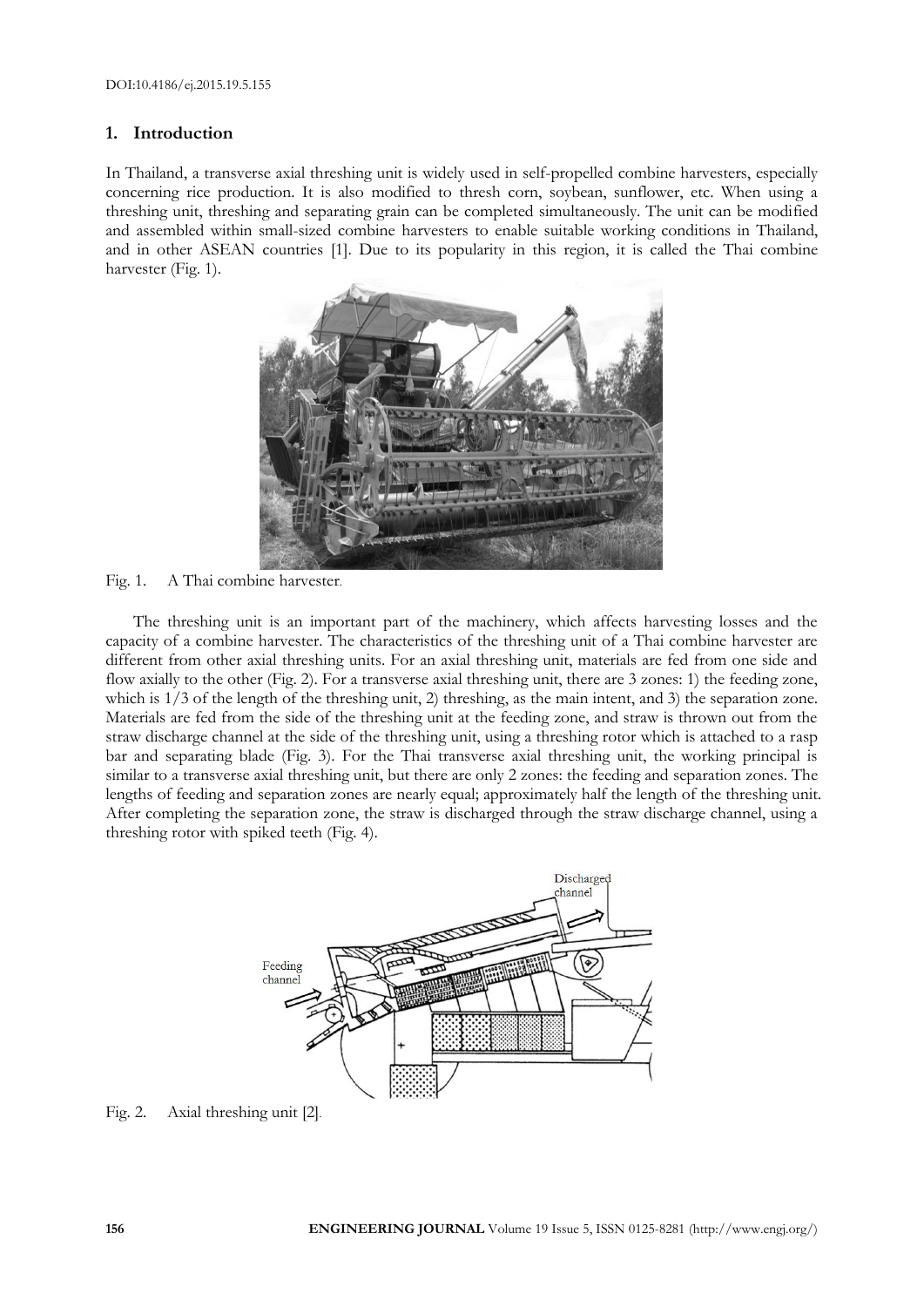## 1. Introduction

In Thailand, a transverse axial threshing unit is widely used in self-propelled combine harvesters, especially concerning rice production. It is also modified to thresh corn, soybean, sunflower, etc. When using a threshing unit, threshing and separating grain can be completed simultaneously. The unit can be modified and assembled within small-sized combine harvesters to enable suitable working conditions in Thailand, and in other ASEAN countries [1]. Due to its popularity in this region, it is called the Thai combine harvester (Fig. 1).

Fig. 1. A Thai combine harvester.

The threshing unit is an important part of the machinery, which affects harvesting losses and the capacity of a combine harvester. The characteristics of the threshing unit of a Thai combine harvester are different from other axial threshing units. For an axial threshing unit, materials are fed from one side and flow axially to the other (Fig. 2). For a transverse axial threshing unit, there are 3 zones: 1) the feeding zone, which is 1/3 of the length of the threshing unit, 2) threshing, as the main intent, and 3) the separation zone. Materials are fed from the side of the threshing unit at the feeding zone, and straw is thrown out from the straw discharge channel at the side of the threshing unit, using a threshing rotor which is attached to a rasp bar and separating blade (Fig. 3). For the Thai transverse axial threshing unit, the working principal is similar to a transverse axial threshing unit, but there are only 2 zones: the feeding and separation zones. The lengths of feeding and separation zones are nearly equal; approximately half the length of the threshing unit. After completing the separation zone, the straw is discharged through the straw discharge channel, using a threshing rotor with spiked teeth (Fig. 4).

Fig. 2. Axial threshing unit [2].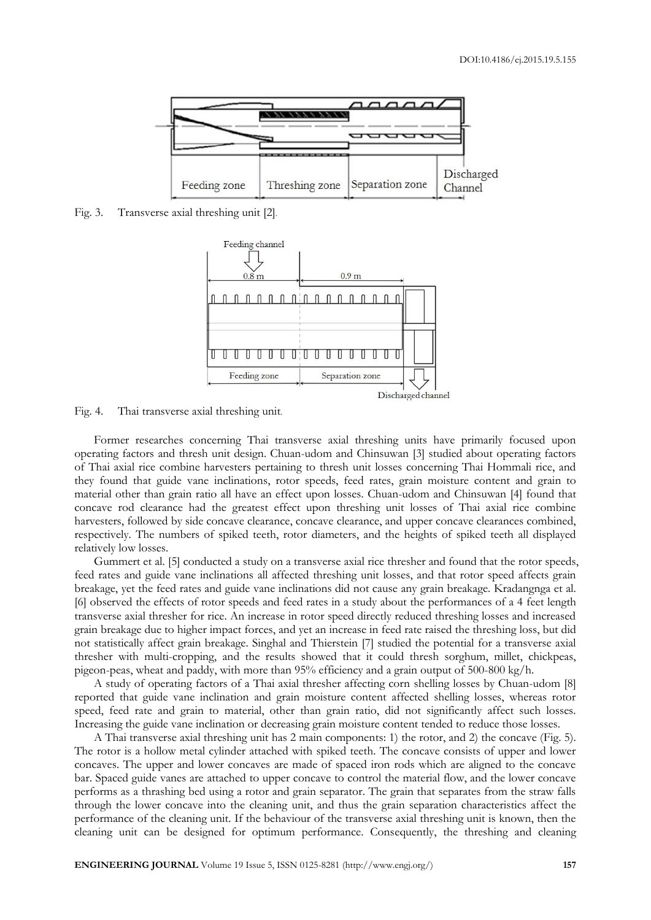Fig. 3. Transverse axial threshing unit [2].

Fig. 4. Thai transverse axial threshing unit.

Former researches concerning Thai transverse axial threshing units have primarily focused upon operating factors and thresh unit design. Chuan-udom and Chinsuwan [3] studied about operating factors of Thai axial rice combine harvesters pertaining to thresh unit losses concerning Thai Hommali rice, and they found that guide vane inclinations, rotor speeds, feed rates, grain moisture content and grain to material other than grain ratio all have an effect upon losses. Chuan-udom and Chinsuwan [4] found that concave rod clearance had the greatest effect upon threshing unit losses of Thai axial rice combine harvesters, followed by side concave clearance, concave clearance, and upper concave clearances combined, respectively. The numbers of spiked teeth, rotor diameters, and the heights of spiked teeth all displayed relatively low losses.

Gummert et al. [5] conducted a study on a transverse axial rice thresher and found that the rotor speeds, feed rates and guide vane inclinations all affected threshing unit losses, and that rotor speed affects grain breakage, yet the feed rates and guide vane inclinations did not cause any grain breakage. Kradangnga et al. [6] observed the effects of rotor speeds and feed rates in a study about the performances of a 4 feet length transverse axial thresher for rice. An increase in rotor speed directly reduced threshing losses and increased grain breakage due to higher impact forces, and yet an increase in feed rate raised the threshing loss, but did not statistically affect grain breakage. Singhal and Thierstein [7] studied the potential for a transverse axial thresher with multi-cropping, and the results showed that it could thresh sorghum, millet, chickpeas, pigeon-peas, wheat and paddy, with more than 95% efficiency and a grain output of 500-800 kg/h.

A study of operating factors of a Thai axial thresher affecting corn shelling losses by Chuan-udom [8] reported that guide vane inclination and grain moisture content affected shelling losses, whereas rotor speed, feed rate and grain to material, other than grain ratio, did not significantly affect such losses. Increasing the guide vane inclination or decreasing grain moisture content tended to reduce those losses.

A Thai transverse axial threshing unit has 2 main components: 1) the rotor, and 2) the concave (Fig. 5). The rotor is a hollow metal cylinder attached with spiked teeth. The concave consists of upper and lower concaves. The upper and lower concaves are made of spaced iron rods which are aligned to the concave bar. Spaced guide vanes are attached to upper concave to control the material flow, and the lower concave performs as a thrashing bed using a rotor and grain separator. The grain that separates from the straw falls through the lower concave into the cleaning unit, and thus the grain separation characteristics affect the performance of the cleaning unit. If the behaviour of the transverse axial threshing unit is known, then the cleaning unit can be designed for optimum performance. Consequently, the threshing and cleaning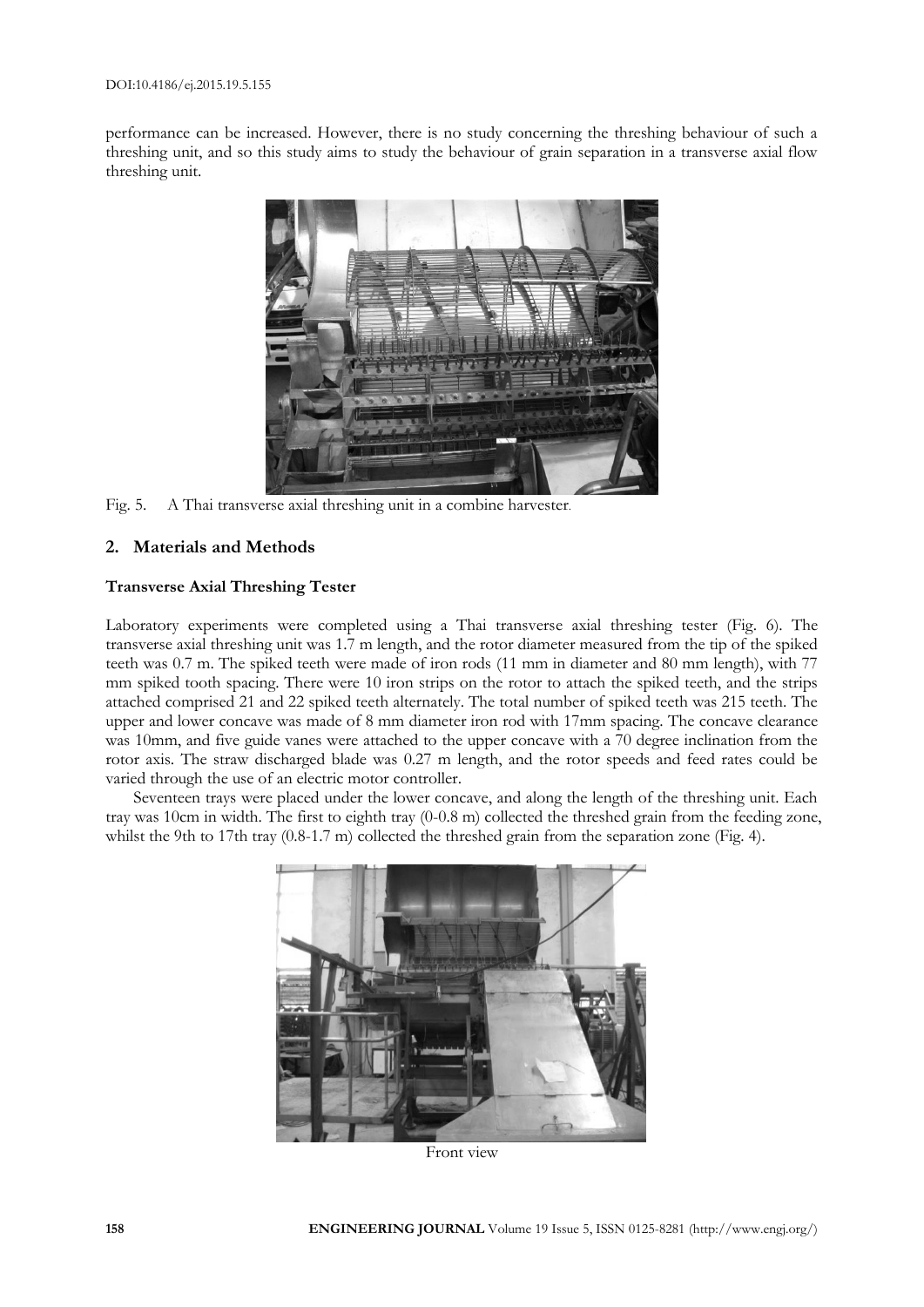performance can be increased. However, there is no study concerning the threshing behaviour of such a threshing unit, and so this study aims to study the behaviour of grain separation in a transverse axial flow threshing unit.

Fig. 5. A Thai transverse axial threshing unit in a combine harvester.

## 2. Materials and Methods

### Transverse Axial Threshing Tester

Laboratory experiments were completed using a Thai transverse axial threshing tester (Fig. 6). The transverse axial threshing unit was 1.7 m length, and the rotor diameter measured from the tip of the spiked teeth was 0.7 m. The spiked teeth were made of iron rods (11 mm in diameter and 80 mm length), with 77 mm spiked tooth spacing. There were 10 iron strips on the rotor to attach the spiked teeth, and the strips attached comprised 21 and 22 spiked teeth alternately. The total number of spiked teeth was 215 teeth. The upper and lower concave was made of 8 mm diameter iron rod with 17mm spacing. The concave clearance was 10mm, and five guide vanes were attached to the upper concave with a 70 degree inclination from the rotor axis. The straw discharged blade was 0.27 m length, and the rotor speeds and feed rates could be varied through the use of an electric motor controller.

Seventeen trays were placed under the lower concave, and along the length of the threshing unit. Each tray was 10cm in width. The first to eighth tray (0-0.8 m) collected the threshed grain from the feeding zone, whilst the 9th to 17th tray (0.8-1.7 m) collected the threshed grain from the separation zone (Fig. 4).

Front view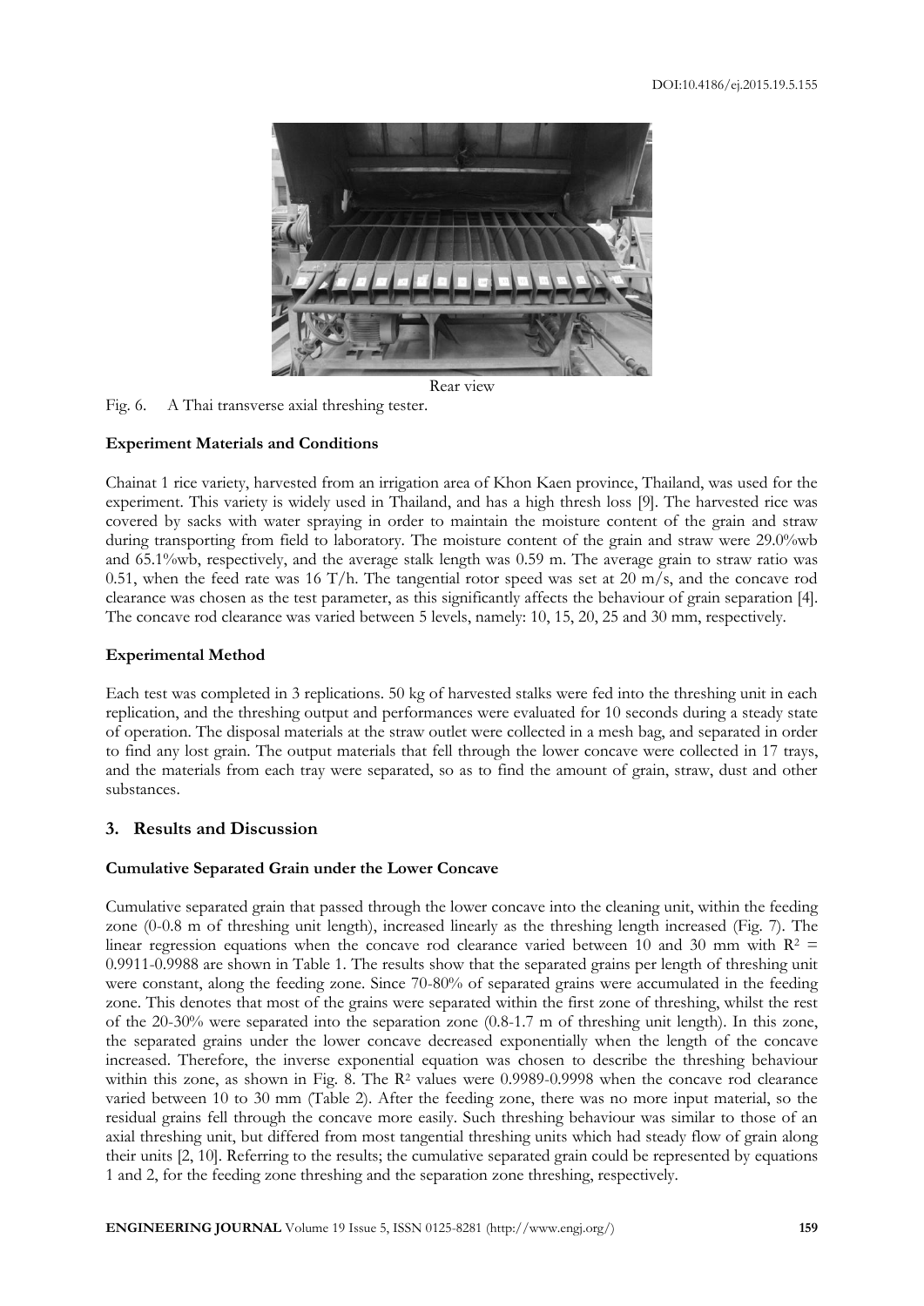Rear view

Fig. 6. A Thai transverse axial threshing tester.

**Experiment Materials and Conditions**

Chainat 1 rice variety, harvested from an irrigation area of Khon Kaen province, Thailand, was used for the experiment. This variety is widely used in Thailand, and has a high thresh loss [9]. The harvested rice was covered by sacks with water spraying in order to maintain the moisture content of the grain and straw during transporting from field to laboratory. The moisture content of the grain and straw were 29.0%wb and 65.1%wb, respectively, and the average stalk length was 0.59 m. The average grain to straw ratio was 0.51, when the feed rate was 16 T/h. The tangential rotor speed was set at 20 m/s, and the concave rod clearance was chosen as the test parameter, as this significantly affects the behaviour of grain separation [4]. The concave rod clearance was varied between 5 levels, namely: 10, 15, 20, 25 and 30 mm, respectively.

**Experimental Method**

Each test was completed in 3 replications. 50 kg of harvested stalks were fed into the threshing unit in each replication, and the threshing output and performances were evaluated for 10 seconds during a steady state of operation. The disposal materials at the straw outlet were collected in a mesh bag, and separated in order to find any lost grain. The output materials that fell through the lower concave were collected in 17 trays, and the materials from each tray were separated, so as to find the amount of grain, straw, dust and other substances.

## 3. Results and Discussion

**Cumulative Separated Grain under the Lower Concave**

Cumulative separated grain that passed through the lower concave into the cleaning unit, within the feeding zone (0-0.8 m of threshing unit length), increased linearly as the threshing length increased (Fig. 7). The linear regression equations when the concave rod clearance varied between 10 and 30 mm with $R^2$ = 0.9911-0.9988 are shown in Table 1. The results show that the separated grains per length of threshing unit were constant, along the feeding zone. Since 70-80% of separated grains were accumulated in the feeding zone. This denotes that most of the grains were separated within the first zone of threshing, whilst the rest of the 20-30% were separated into the separation zone (0.8-1.7 m of threshing unit length). In this zone, the separated grains under the lower concave decreased exponentially when the length of the concave increased. Therefore, the inverse exponential equation was chosen to describe the threshing behaviour within this zone, as shown in Fig. 8. The $R^2$ values were 0.9989-0.9998 when the concave rod clearance varied between 10 to 30 mm (Table 2). After the feeding zone, there was no more input material, so the residual grains fell through the concave more easily. Such threshing behaviour was similar to those of an axial threshing unit, but differed from most tangential threshing units which had steady flow of grain along their units [2, 10]. Referring to the results; the cumulative separated grain could be represented by equations 1 and 2, for the feeding zone threshing and the separation zone threshing, respectively.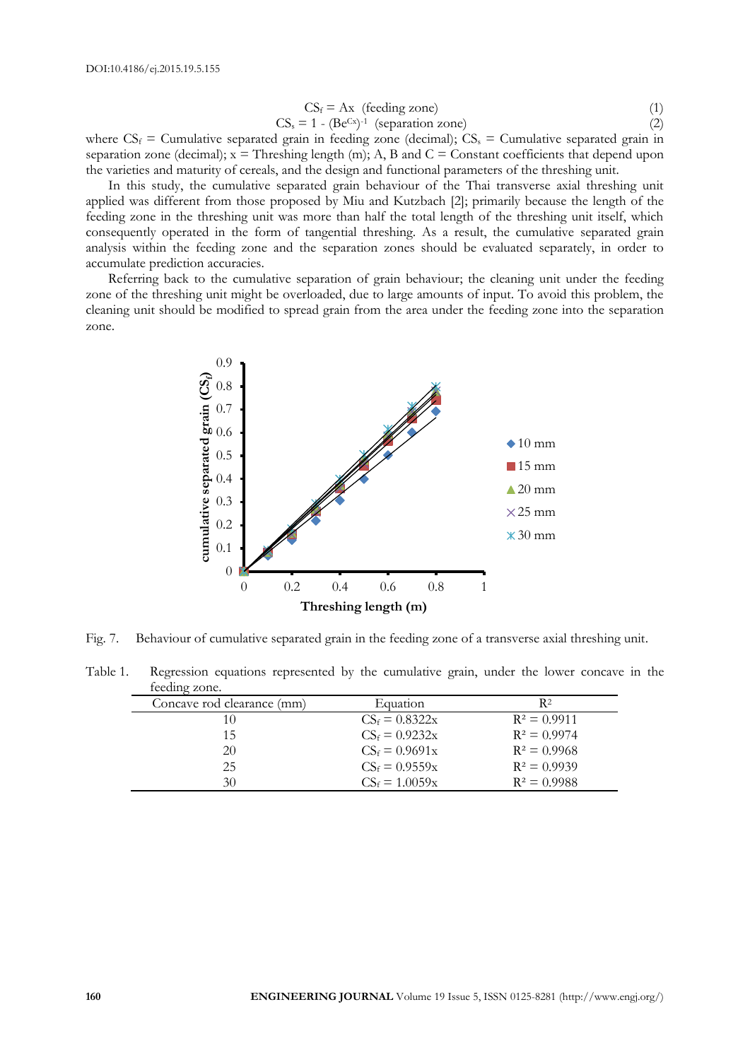$$CS_f = Ax \quad \text{(feeding zone)} \tag{1}$$

$$CS_s = 1 - (Be^{Cx})^{-1} \quad \text{(separation zone)} \tag{2}$$

where $CS_f$ = Cumulative separated grain in feeding zone (decimal); $CS_s$ = Cumulative separated grain in separation zone (decimal); x = Threshing length (m); A, B and C = Constant coefficients that depend upon the varieties and maturity of cereals, and the design and functional parameters of the threshing unit.

In this study, the cumulative separated grain behaviour of the Thai transverse axial threshing unit applied was different from those proposed by Miu and Kutzbach [2]; primarily because the length of the feeding zone in the threshing unit was more than half the total length of the threshing unit itself, which consequently operated in the form of tangential threshing. As a result, the cumulative separated grain analysis within the feeding zone and the separation zones should be evaluated separately, in order to accumulate prediction accuracies.

Referring back to the cumulative separation of grain behaviour; the cleaning unit under the feeding zone of the threshing unit might be overloaded, due to large amounts of input. To avoid this problem, the cleaning unit should be modified to spread grain from the area under the feeding zone into the separation zone.

Fig. 7. Behaviour of cumulative separated grain in the feeding zone of a transverse axial threshing unit.

Table 1. Regression equations represented by the cumulative grain, under the lower concave in the feeding zone.

| Concave rod clearance (mm) | Equation | $R^2$ |
|---|---|---|
| 10 | $CS_f = 0.8322x$ | $R^2 = 0.9911$ |
| 15 | $CS_f = 0.9232x$ | $R^2 = 0.9974$ |
| 20 | $CS_f = 0.9691x$ | $R^2 = 0.9968$ |
| 25 | $CS_f = 0.9559x$ | $R^2 = 0.9939$ |
| 30 | $CS_f = 1.0059x$ | $R^2 = 0.9988$ |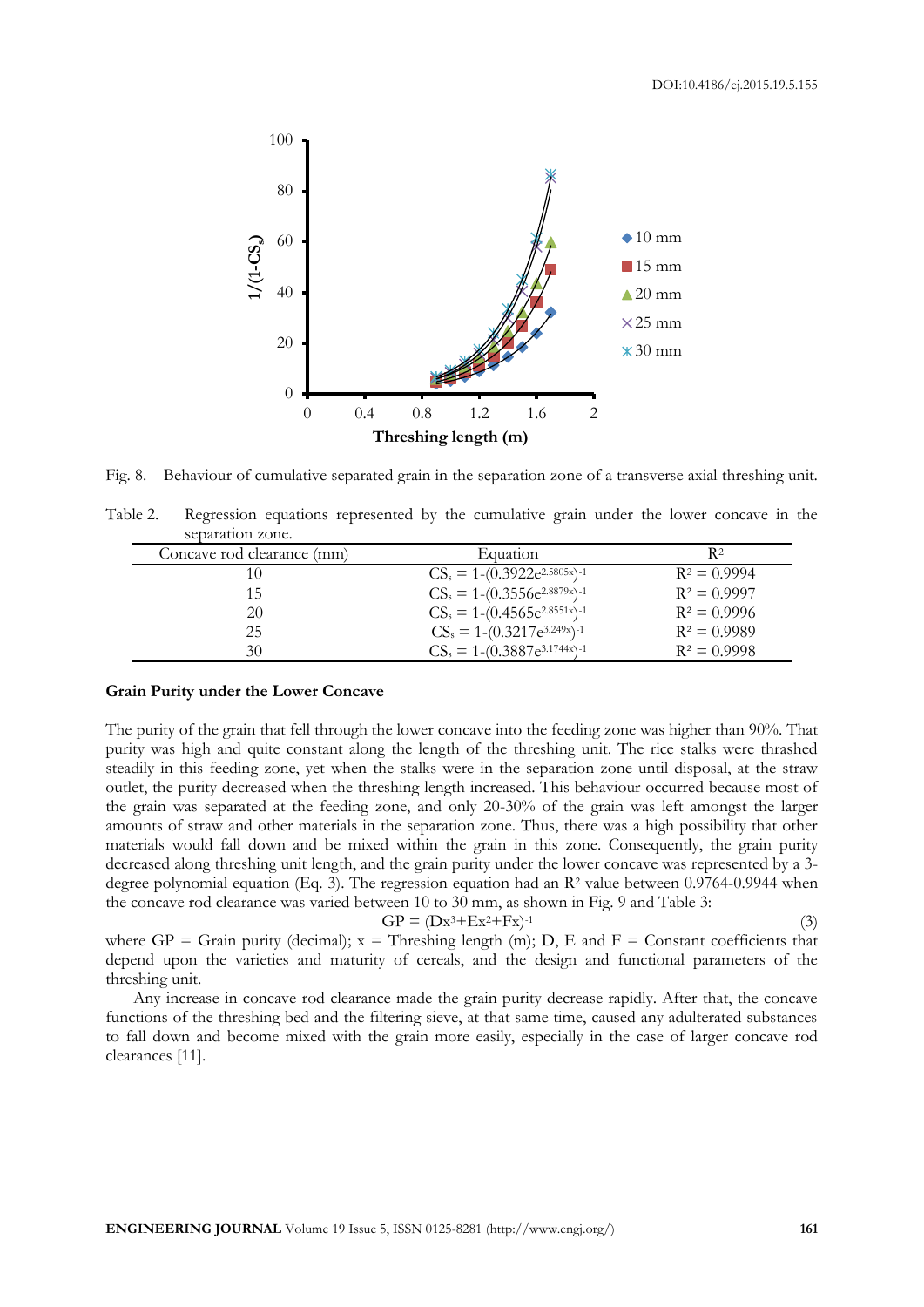Fig. 8. Behaviour of cumulative separated grain in the separation zone of a transverse axial threshing unit.

Table 2. Regression equations represented by the cumulative grain under the lower concave in the separation zone.

| Concave rod clearance (mm) | Equation | $R^2$ |
|---|---|---|
| 10 | $CS_s = 1-(0.3922e^{2.5805x})^{-1}$ | $R^2 = 0.9994$ |
| 15 | $CS_s = 1-(0.3556e^{2.8879x})^{-1}$ | $R^2 = 0.9997$ |
| 20 | $CS_s = 1-(0.4565e^{2.8551x})^{-1}$ | $R^2 = 0.9996$ |
| 25 | $CS_s = 1-(0.3217e^{3.249x})^{-1}$ | $R^2 = 0.9989$ |
| 30 | $CS_s = 1-(0.3887e^{3.1744x})^{-1}$ | $R^2 = 0.9998$ |

### Grain Purity under the Lower Concave

The purity of the grain that fell through the lower concave into the feeding zone was higher than 90%. That purity was high and quite constant along the length of the threshing unit. The rice stalks were thrashed steadily in this feeding zone, yet when the stalks were in the separation zone until disposal, at the straw outlet, the purity decreased when the threshing length increased. This behaviour occurred because most of the grain was separated at the feeding zone, and only 20-30% of the grain was left amongst the larger amounts of straw and other materials in the separation zone. Thus, there was a high possibility that other materials would fall down and be mixed within the grain in this zone. Consequently, the grain purity decreased along threshing unit length, and the grain purity under the lower concave was represented by a 3-degree polynomial equation (Eq. 3). The regression equation had an $R^2$ value between 0.9764-0.9944 when the concave rod clearance was varied between 10 to 30 mm, as shown in Fig. 9 and Table 3:

$$GP = (Dx^3+Ex^2+Fx)^{-1} \tag{3}$$

where GP = Grain purity (decimal); x = Threshing length (m); D, E and F = Constant coefficients that depend upon the varieties and maturity of cereals, and the design and functional parameters of the threshing unit.

Any increase in concave rod clearance made the grain purity decrease rapidly. After that, the concave functions of the threshing bed and the filtering sieve, at that same time, caused any adulterated substances to fall down and become mixed with the grain more easily, especially in the case of larger concave rod clearances [11].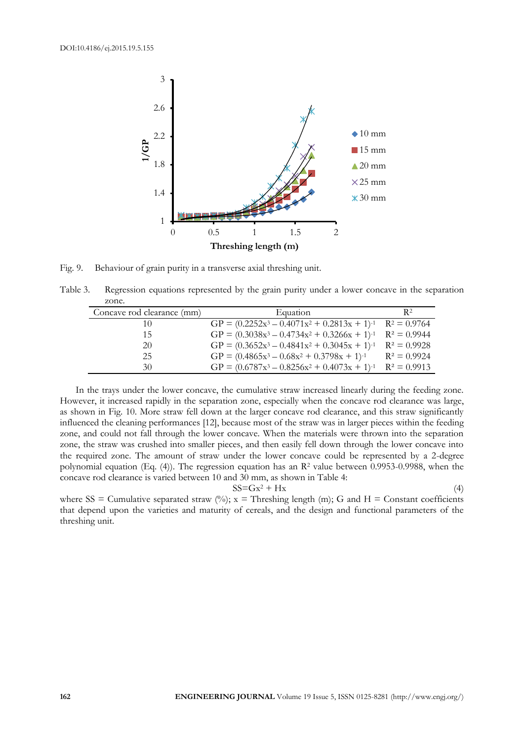Fig. 9. Behaviour of grain purity in a transverse axial threshing unit.

Table 3. Regression equations represented by the grain purity under a lower concave in the separation zone.

| Concave rod clearance (mm) | Equation | $R^2$ |
|---|---|---|
| 10 | $GP = (0.2252x^3 - 0.4071x^2 + 0.2813x + 1)^{-1}$ | $R^2 = 0.9764$ |
| 15 | $GP = (0.3038x^3 - 0.4734x^2 + 0.3266x + 1)^{-1}$ | $R^2 = 0.9944$ |
| 20 | $GP = (0.3652x^3 - 0.4841x^2 + 0.3045x + 1)^{-1}$ | $R^2 = 0.9928$ |
| 25 | $GP = (0.4865x^3 - 0.68x^2 + 0.3798x + 1)^{-1}$ | $R^2 = 0.9924$ |
| 30 | $GP = (0.6787x^3 - 0.8256x^2 + 0.4073x + 1)^{-1}$ | $R^2 = 0.9913$ |

In the trays under the lower concave, the cumulative straw increased linearly during the feeding zone. However, it increased rapidly in the separation zone, especially when the concave rod clearance was large, as shown in Fig. 10. More straw fell down at the larger concave rod clearance, and this straw significantly influenced the cleaning performances [12], because most of the straw was in larger pieces within the feeding zone, and could not fall through the lower concave. When the materials were thrown into the separation zone, the straw was crushed into smaller pieces, and then easily fell down through the lower concave into the required zone. The amount of straw under the lower concave could be represented by a 2-degree polynomial equation (Eq. (4)). The regression equation has an $R^2$ value between 0.9953-0.9988, when the concave rod clearance is varied between 10 and 30 mm, as shown in Table 4:

$$SS = Gx^2 + Hx \tag{4}$$

where SS = Cumulative separated straw (%); x = Threshing length (m); G and H = Constant coefficients that depend upon the varieties and maturity of cereals, and the design and functional parameters of the threshing unit.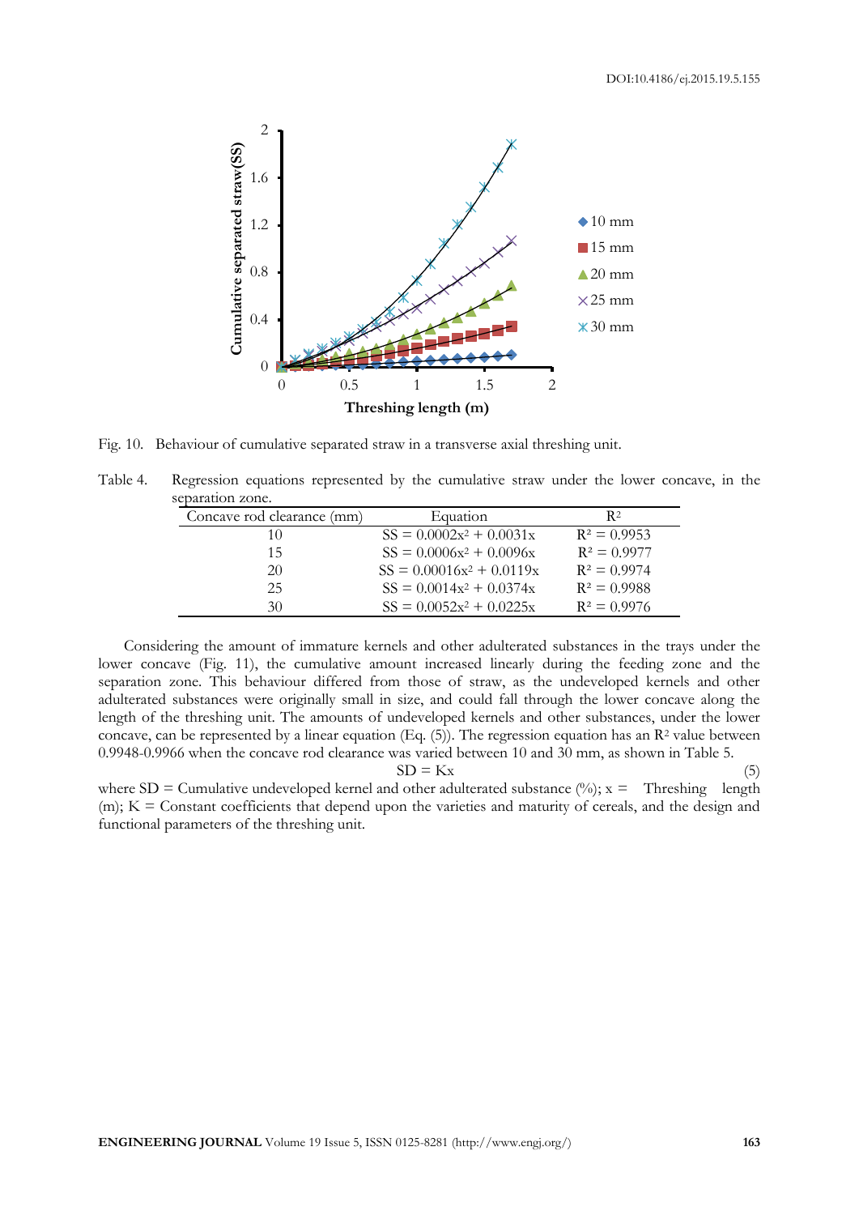Fig. 10. Behaviour of cumulative separated straw in a transverse axial threshing unit.

Table 4. Regression equations represented by the cumulative straw under the lower concave, in the separation zone.

| Concave rod clearance (mm) | Equation | $R^2$ |
|---|---|---|
| 10 | $SS = 0.0002x^2 + 0.0031x$ | $R^2 = 0.9953$ |
| 15 | $SS = 0.0006x^2 + 0.0096x$ | $R^2 = 0.9977$ |
| 20 | $SS = 0.00016x^2 + 0.0119x$ | $R^2 = 0.9974$ |
| 25 | $SS = 0.0014x^2 + 0.0374x$ | $R^2 = 0.9988$ |
| 30 | $SS = 0.0052x^2 + 0.0225x$ | $R^2 = 0.9976$ |

Considering the amount of immature kernels and other adulterated substances in the trays under the lower concave (Fig. 11), the cumulative amount increased linearly during the feeding zone and the separation zone. This behaviour differed from those of straw, as the undeveloped kernels and other adulterated substances were originally small in size, and could fall through the lower concave along the length of the threshing unit. The amounts of undeveloped kernels and other substances, under the lower concave, can be represented by a linear equation (Eq. (5)). The regression equation has an $R^2$ value between 0.9948-0.9966 when the concave rod clearance was varied between 10 and 30 mm, as shown in Table 5.

$$SD = Kx \tag{5}$$

where SD = Cumulative undeveloped kernel and other adulterated substance (%); x = Threshing length (m); K = Constant coefficients that depend upon the varieties and maturity of cereals, and the design and functional parameters of the threshing unit.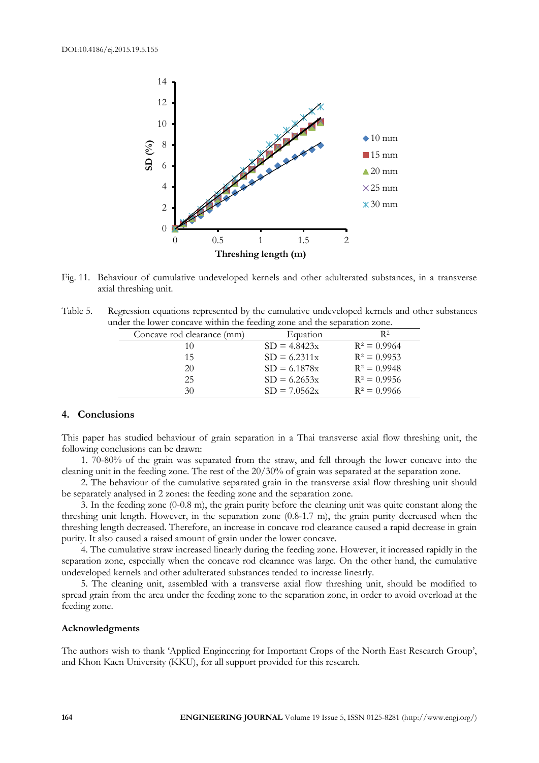Fig. 11. Behaviour of cumulative undeveloped kernels and other adulterated substances, in a transverse axial threshing unit.

Table 5. Regression equations represented by the cumulative undeveloped kernels and other substances under the lower concave within the feeding zone and the separation zone.

| Concave rod clearance (mm) | Equation | $R^2$ |
|---|---|---|
| 10 | SD = 4.8423x | $R^2 = 0.9964$ |
| 15 | SD = 6.2311x | $R^2 = 0.9953$ |
| 20 | SD = 6.1878x | $R^2 = 0.9948$ |
| 25 | SD = 6.2653x | $R^2 = 0.9956$ |
| 30 | SD = 7.0562x | $R^2 = 0.9966$ |

## 4. Conclusions

This paper has studied behaviour of grain separation in a Thai transverse axial flow threshing unit, the following conclusions can be drawn:

1. 70-80% of the grain was separated from the straw, and fell through the lower concave into the cleaning unit in the feeding zone. The rest of the 20/30% of grain was separated at the separation zone.
2. The behaviour of the cumulative separated grain in the transverse axial flow threshing unit should be separately analysed in 2 zones: the feeding zone and the separation zone.
3. In the feeding zone (0-0.8 m), the grain purity before the cleaning unit was quite constant along the threshing unit length. However, in the separation zone (0.8-1.7 m), the grain purity decreased when the threshing length decreased. Therefore, an increase in concave rod clearance caused a rapid decrease in grain purity. It also caused a raised amount of grain under the lower concave.
4. The cumulative straw increased linearly during the feeding zone. However, it increased rapidly in the separation zone, especially when the concave rod clearance was large. On the other hand, the cumulative undeveloped kernels and other adulterated substances tended to increase linearly.
5. The cleaning unit, assembled with a transverse axial flow threshing unit, should be modified to spread grain from the area under the feeding zone to the separation zone, in order to avoid overload at the feeding zone.

### Acknowledgments

The authors wish to thank 'Applied Engineering for Important Crops of the North East Research Group', and Khon Kaen University (KKU), for all support provided for this research.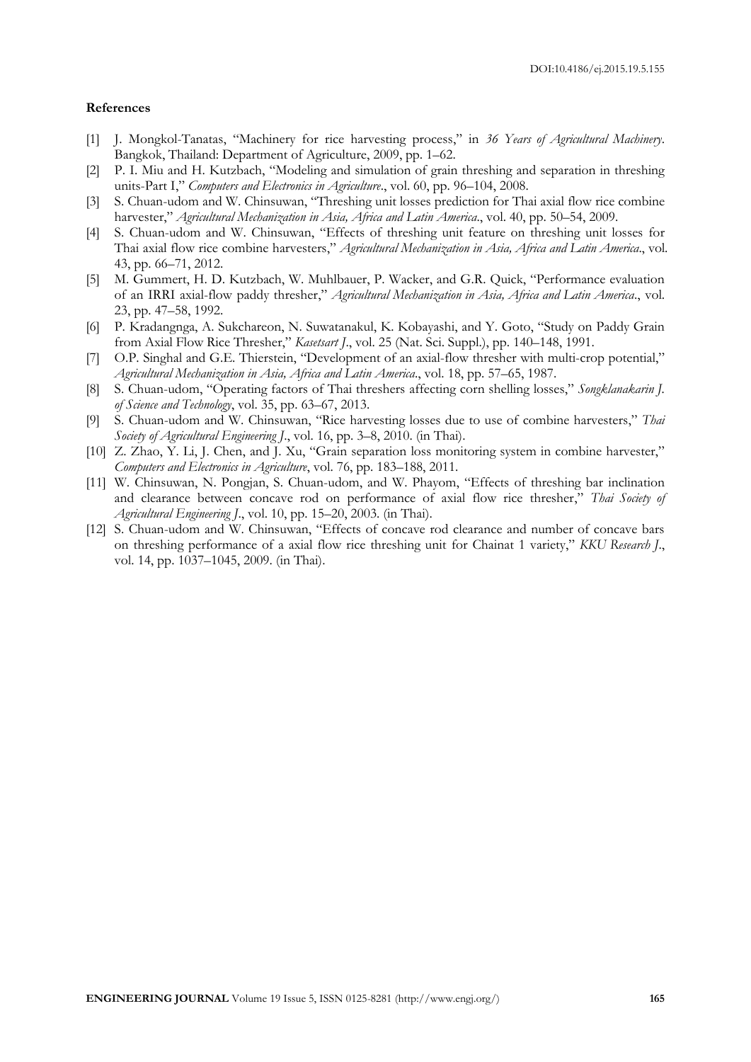### References

[1] J. Mongkol-Tanatas, "Machinery for rice harvesting process," in *36 Years of Agricultural Machinery*. Bangkok, Thailand: Department of Agriculture, 2009, pp. 1–62.

[2] P. I. Miu and H. Kutzbach, "Modeling and simulation of grain threshing and separation in threshing units-Part I," *Computers and Electronics in Agriculture*., vol. 60, pp. 96–104, 2008.

[3] S. Chuan-udom and W. Chinsuwan, "Threshing unit losses prediction for Thai axial flow rice combine harvester," *Agricultural Mechanization in Asia, Africa and Latin America*., vol. 40, pp. 50–54, 2009.

[4] S. Chuan-udom and W. Chinsuwan, "Effects of threshing unit feature on threshing unit losses for Thai axial flow rice combine harvesters," *Agricultural Mechanization in Asia, Africa and Latin America*., vol. 43, pp. 66–71, 2012.

[5] M. Gummert, H. D. Kutzbach, W. Muhlbauer, P. Wacker, and G.R. Quick, "Performance evaluation of an IRRI axial-flow paddy thresher," *Agricultural Mechanization in Asia, Africa and Latin America*., vol. 23, pp. 47–58, 1992.

[6] P. Kradangnga, A. Sukchareon, N. Suwatanakul, K. Kobayashi, and Y. Goto, "Study on Paddy Grain from Axial Flow Rice Thresher," *Kasetsart J*., vol. 25 (Nat. Sci. Suppl.), pp. 140–148, 1991.

[7] O.P. Singhal and G.E. Thierstein, "Development of an axial-flow thresher with multi-crop potential," *Agricultural Mechanization in Asia, Africa and Latin America*., vol. 18, pp. 57–65, 1987.

[8] S. Chuan-udom, "Operating factors of Thai threshers affecting corn shelling losses," *Songklanakarin J. of Science and Technology*, vol. 35, pp. 63–67, 2013.

[9] S. Chuan-udom and W. Chinsuwan, "Rice harvesting losses due to use of combine harvesters," *Thai Society of Agricultural Engineering J*., vol. 16, pp. 3–8, 2010. (in Thai).

[10] Z. Zhao, Y. Li, J. Chen, and J. Xu, "Grain separation loss monitoring system in combine harvester," *Computers and Electronics in Agriculture*, vol. 76, pp. 183–188, 2011.

[11] W. Chinsuwan, N. Pongjan, S. Chuan-udom, and W. Phayom, "Effects of threshing bar inclination and clearance between concave rod on performance of axial flow rice thresher," *Thai Society of Agricultural Engineering J*., vol. 10, pp. 15–20, 2003. (in Thai).

[12] S. Chuan-udom and W. Chinsuwan, "Effects of concave rod clearance and number of concave bars on threshing performance of a axial flow rice threshing unit for Chainat 1 variety," *KKU Research J*., vol. 14, pp. 1037–1045, 2009. (in Thai).